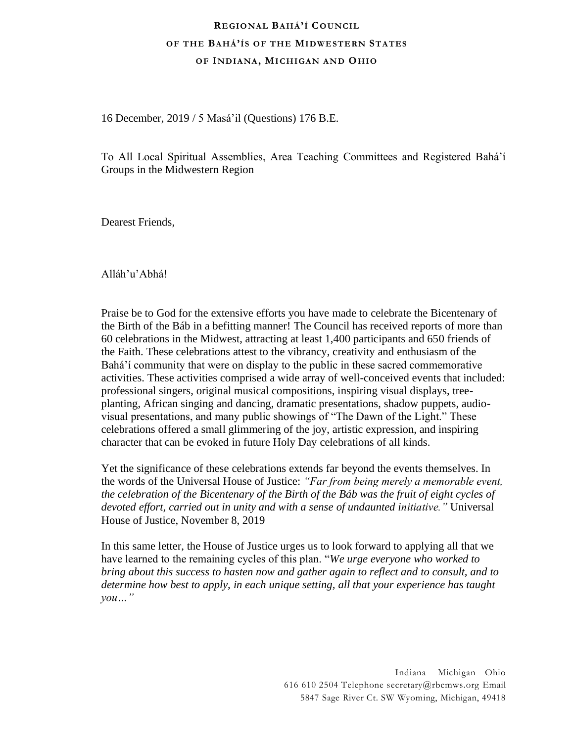**REGIONAL BAHÁ'Í COUNCIL**
**OF THE BAHÁ'ÍS OF THE MIDWESTERN STATES**
**OF INDIANA, MICHIGAN AND OHIO**

16 December, 2019 / 5 Masá'il (Questions) 176 B.E.

To All Local Spiritual Assemblies, Area Teaching Committees and Registered Bahá'í Groups in the Midwestern Region

Dearest Friends,

Alláh'u'Abhá!

Praise be to God for the extensive efforts you have made to celebrate the Bicentenary of the Birth of the Báb in a befitting manner! The Council has received reports of more than 60 celebrations in the Midwest, attracting at least 1,400 participants and 650 friends of the Faith. These celebrations attest to the vibrancy, creativity and enthusiasm of the Bahá'í community that were on display to the public in these sacred commemorative activities. These activities comprised a wide array of well-conceived events that included: professional singers, original musical compositions, inspiring visual displays, tree-planting, African singing and dancing, dramatic presentations, shadow puppets, audio-visual presentations, and many public showings of "The Dawn of the Light." These celebrations offered a small glimmering of the joy, artistic expression, and inspiring character that can be evoked in future Holy Day celebrations of all kinds.

Yet the significance of these celebrations extends far beyond the events themselves. In the words of the Universal House of Justice: *"Far from being merely a memorable event, the celebration of the Bicentenary of the Birth of the Báb was the fruit of eight cycles of devoted effort, carried out in unity and with a sense of undaunted initiative."* Universal House of Justice, November 8, 2019

In this same letter, the House of Justice urges us to look forward to applying all that we have learned to the remaining cycles of this plan. "*We urge everyone who worked to bring about this success to hasten now and gather again to reflect and to consult, and to determine how best to apply, in each unique setting, all that your experience has taught you…"*

Indiana Michigan Ohio
616 610 2504 Telephone secretary@rbcmws.org Email
5847 Sage River Ct. SW Wyoming, Michigan, 49418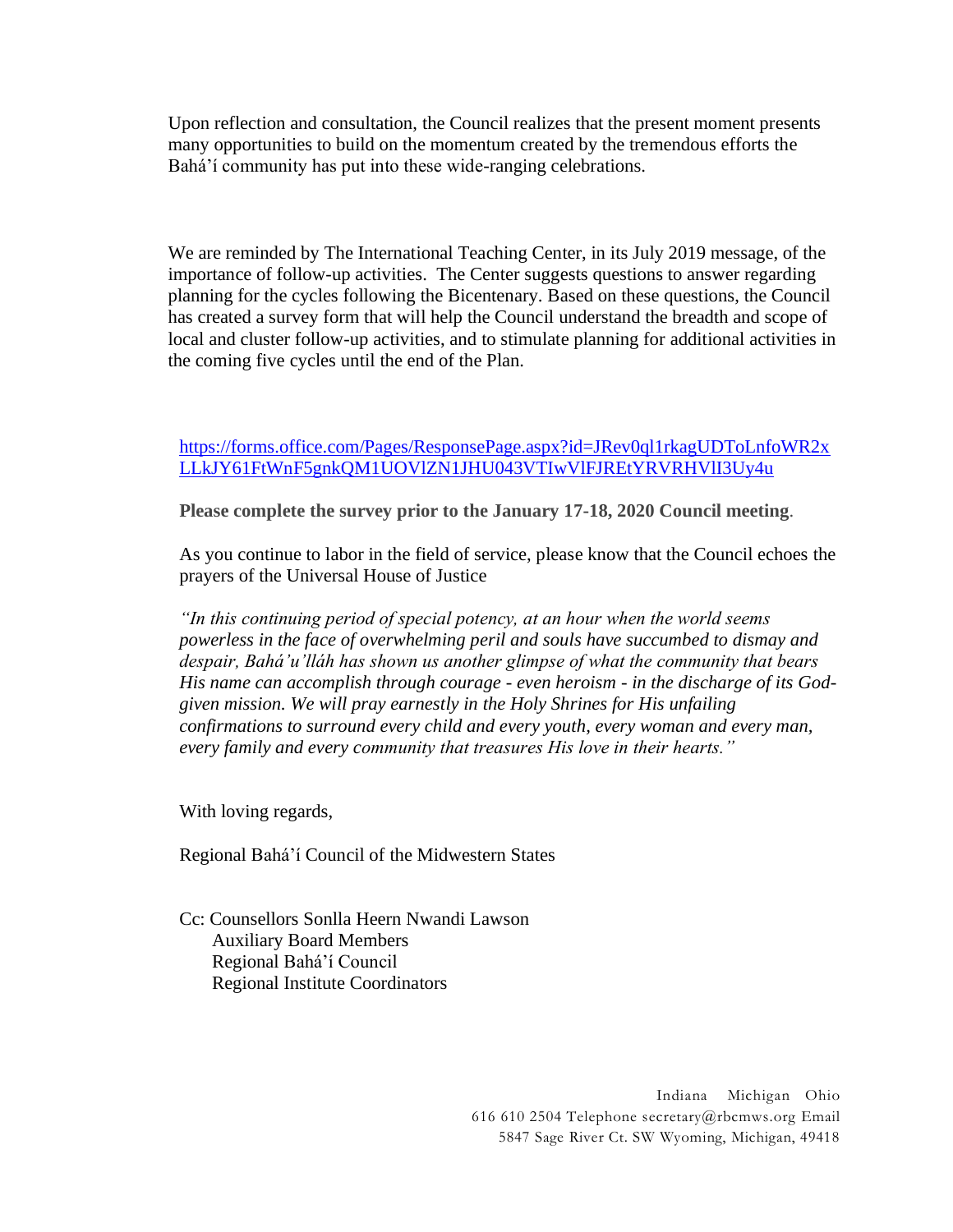Upon reflection and consultation, the Council realizes that the present moment presents many opportunities to build on the momentum created by the tremendous efforts the Bahá'í community has put into these wide-ranging celebrations.

We are reminded by The International Teaching Center, in its July 2019 message, of the importance of follow-up activities. The Center suggests questions to answer regarding planning for the cycles following the Bicentenary. Based on these questions, the Council has created a survey form that will help the Council understand the breadth and scope of local and cluster follow-up activities, and to stimulate planning for additional activities in the coming five cycles until the end of the Plan.

https://forms.office.com/Pages/ResponsePage.aspx?id=JRev0ql1rkagUDToLnfoWR2xLLkJY61FtWnF5gnkQM1UOVlZN1JHU043VTIwVlFJREtYRVRHVlI3Uy4u

**Please complete the survey prior to the January 17-18, 2020 Council meeting**.

As you continue to labor in the field of service, please know that the Council echoes the prayers of the Universal House of Justice

*"In this continuing period of special potency, at an hour when the world seems powerless in the face of overwhelming peril and souls have succumbed to dismay and despair, Bahá'u'lláh has shown us another glimpse of what the community that bears His name can accomplish through courage - even heroism - in the discharge of its God-given mission. We will pray earnestly in the Holy Shrines for His unfailing confirmations to surround every child and every youth, every woman and every man, every family and every community that treasures His love in their hearts."*

With loving regards,

Regional Bahá'í Council of the Midwestern States

Cc: Counsellors Sonlla Heern Nwandi Lawson
Auxiliary Board Members
Regional Bahá'í Council
Regional Institute Coordinators

Indiana Michigan Ohio
616 610 2504 Telephone secretary@rbcmws.org Email
5847 Sage River Ct. SW Wyoming, Michigan, 49418